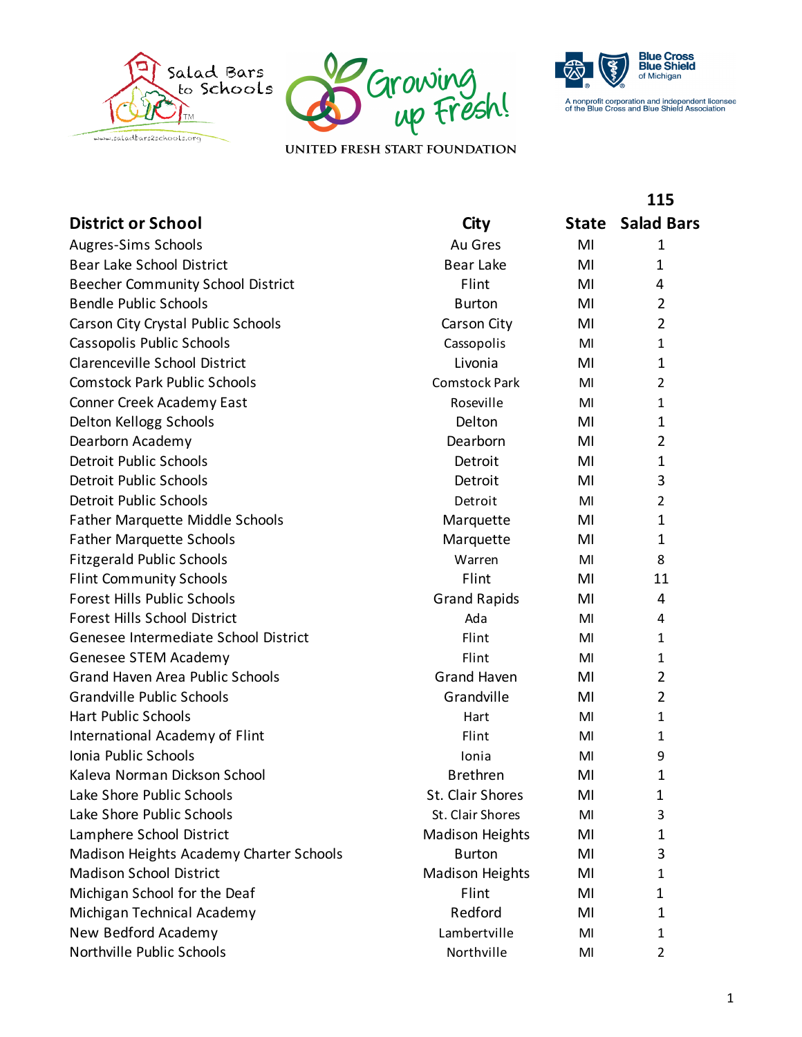Salad Bars to Schools — www.saladbars2schools.org

Growing up Fresh! — UNITED FRESH START FOUNDATION

Blue Cross Blue Shield of Michigan — A nonprofit corporation and independent licensee of the Blue Cross and Blue Shield Association

| District or School | City | State | 115 Salad Bars |
|---|---|---|---|
| Augres-Sims Schools | Au Gres | MI | 1 |
| Bear Lake School District | Bear Lake | MI | 1 |
| Beecher Community School District | Flint | MI | 4 |
| Bendle Public Schools | Burton | MI | 2 |
| Carson City Crystal Public Schools | Carson City | MI | 2 |
| Cassopolis Public Schools | Cassopolis | MI | 1 |
| Clarenceville School District | Livonia | MI | 1 |
| Comstock Park Public Schools | Comstock Park | MI | 2 |
| Conner Creek Academy East | Roseville | MI | 1 |
| Delton Kellogg Schools | Delton | MI | 1 |
| Dearborn Academy | Dearborn | MI | 2 |
| Detroit Public Schools | Detroit | MI | 1 |
| Detroit Public Schools | Detroit | MI | 3 |
| Detroit Public Schools | Detroit | MI | 2 |
| Father Marquette Middle Schools | Marquette | MI | 1 |
| Father Marquette Schools | Marquette | MI | 1 |
| Fitzgerald Public Schools | Warren | MI | 8 |
| Flint Community Schools | Flint | MI | 11 |
| Forest Hills Public Schools | Grand Rapids | MI | 4 |
| Forest Hills School District | Ada | MI | 4 |
| Genesee Intermediate School District | Flint | MI | 1 |
| Genesee STEM Academy | Flint | MI | 1 |
| Grand Haven Area Public Schools | Grand Haven | MI | 2 |
| Grandville Public Schools | Grandville | MI | 2 |
| Hart Public Schools | Hart | MI | 1 |
| International Academy of Flint | Flint | MI | 1 |
| Ionia Public Schools | Ionia | MI | 9 |
| Kaleva Norman Dickson School | Brethren | MI | 1 |
| Lake Shore Public Schools | St. Clair Shores | MI | 1 |
| Lake Shore Public Schools | St. Clair Shores | MI | 3 |
| Lamphere School District | Madison Heights | MI | 1 |
| Madison Heights Academy Charter Schools | Burton | MI | 3 |
| Madison School District | Madison Heights | MI | 1 |
| Michigan School for the Deaf | Flint | MI | 1 |
| Michigan Technical Academy | Redford | MI | 1 |
| New Bedford Academy | Lambertville | MI | 1 |
| Northville Public Schools | Northville | MI | 2 |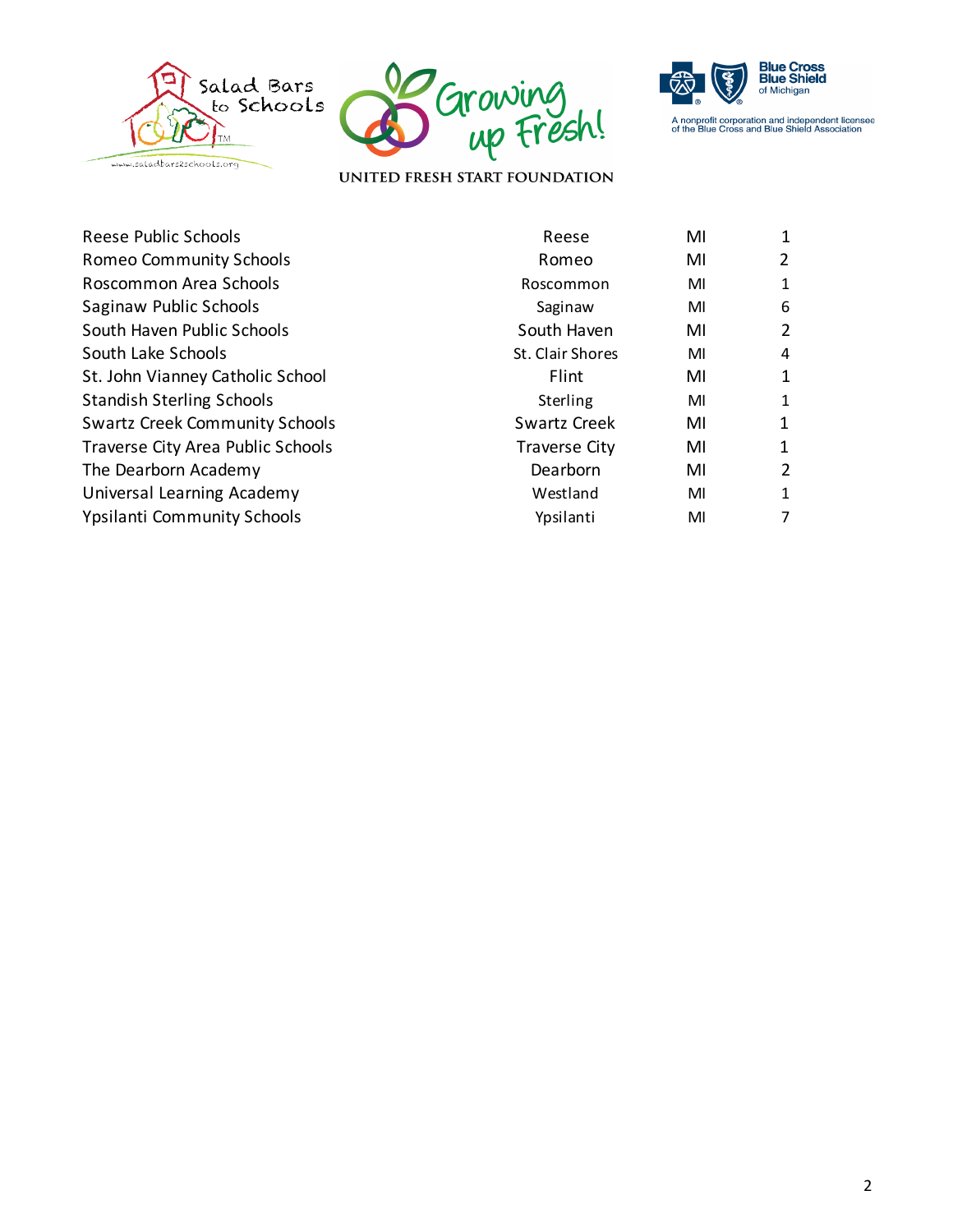| | | | |
|---|---|---|---|
| Reese Public Schools | Reese | MI | 1 |
| Romeo Community Schools | Romeo | MI | 2 |
| Roscommon Area Schools | Roscommon | MI | 1 |
| Saginaw Public Schools | Saginaw | MI | 6 |
| South Haven Public Schools | South Haven | MI | 2 |
| South Lake Schools | St. Clair Shores | MI | 4 |
| St. John Vianney Catholic School | Flint | MI | 1 |
| Standish Sterling Schools | Sterling | MI | 1 |
| Swartz Creek Community Schools | Swartz Creek | MI | 1 |
| Traverse City Area Public Schools | Traverse City | MI | 1 |
| The Dearborn Academy | Dearborn | MI | 2 |
| Universal Learning Academy | Westland | MI | 1 |
| Ypsilanti Community Schools | Ypsilanti | MI | 7 |